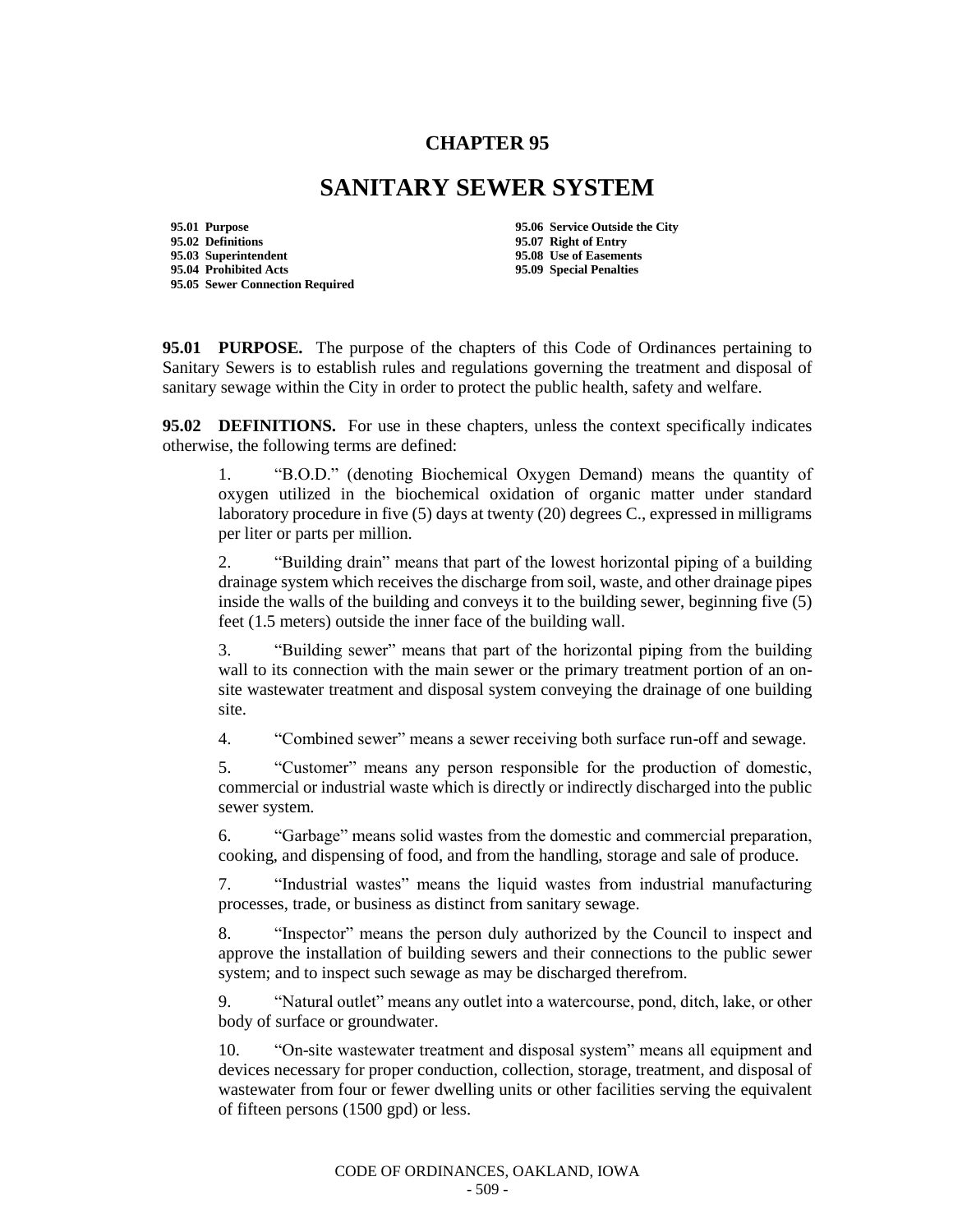# CHAPTER 95

# SANITARY SEWER SYSTEM

**95.01 Purpose**
**95.02 Definitions**
**95.03 Superintendent**
**95.04 Prohibited Acts**
**95.05 Sewer Connection Required**
**95.06 Service Outside the City**
**95.07 Right of Entry**
**95.08 Use of Easements**
**95.09 Special Penalties**

**95.01 PURPOSE.** The purpose of the chapters of this Code of Ordinances pertaining to Sanitary Sewers is to establish rules and regulations governing the treatment and disposal of sanitary sewage within the City in order to protect the public health, safety and welfare.

**95.02 DEFINITIONS.** For use in these chapters, unless the context specifically indicates otherwise, the following terms are defined:

1. "B.O.D." (denoting Biochemical Oxygen Demand) means the quantity of oxygen utilized in the biochemical oxidation of organic matter under standard laboratory procedure in five (5) days at twenty (20) degrees C., expressed in milligrams per liter or parts per million.

2. "Building drain" means that part of the lowest horizontal piping of a building drainage system which receives the discharge from soil, waste, and other drainage pipes inside the walls of the building and conveys it to the building sewer, beginning five (5) feet (1.5 meters) outside the inner face of the building wall.

3. "Building sewer" means that part of the horizontal piping from the building wall to its connection with the main sewer or the primary treatment portion of an on-site wastewater treatment and disposal system conveying the drainage of one building site.

4. "Combined sewer" means a sewer receiving both surface run-off and sewage.

5. "Customer" means any person responsible for the production of domestic, commercial or industrial waste which is directly or indirectly discharged into the public sewer system.

6. "Garbage" means solid wastes from the domestic and commercial preparation, cooking, and dispensing of food, and from the handling, storage and sale of produce.

7. "Industrial wastes" means the liquid wastes from industrial manufacturing processes, trade, or business as distinct from sanitary sewage.

8. "Inspector" means the person duly authorized by the Council to inspect and approve the installation of building sewers and their connections to the public sewer system; and to inspect such sewage as may be discharged therefrom.

9. "Natural outlet" means any outlet into a watercourse, pond, ditch, lake, or other body of surface or groundwater.

10. "On-site wastewater treatment and disposal system" means all equipment and devices necessary for proper conduction, collection, storage, treatment, and disposal of wastewater from four or fewer dwelling units or other facilities serving the equivalent of fifteen persons (1500 gpd) or less.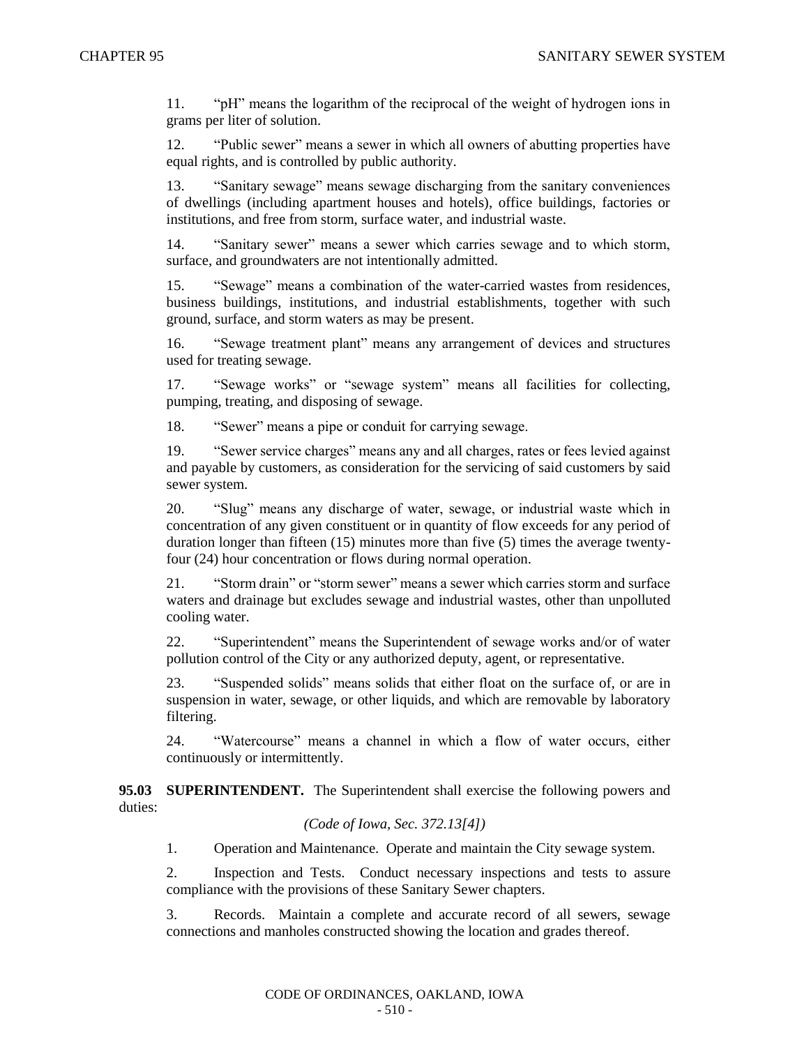11. "pH" means the logarithm of the reciprocal of the weight of hydrogen ions in grams per liter of solution.

12. "Public sewer" means a sewer in which all owners of abutting properties have equal rights, and is controlled by public authority.

13. "Sanitary sewage" means sewage discharging from the sanitary conveniences of dwellings (including apartment houses and hotels), office buildings, factories or institutions, and free from storm, surface water, and industrial waste.

14. "Sanitary sewer" means a sewer which carries sewage and to which storm, surface, and groundwaters are not intentionally admitted.

15. "Sewage" means a combination of the water-carried wastes from residences, business buildings, institutions, and industrial establishments, together with such ground, surface, and storm waters as may be present.

16. "Sewage treatment plant" means any arrangement of devices and structures used for treating sewage.

17. "Sewage works" or "sewage system" means all facilities for collecting, pumping, treating, and disposing of sewage.

18. "Sewer" means a pipe or conduit for carrying sewage.

19. "Sewer service charges" means any and all charges, rates or fees levied against and payable by customers, as consideration for the servicing of said customers by said sewer system.

20. "Slug" means any discharge of water, sewage, or industrial waste which in concentration of any given constituent or in quantity of flow exceeds for any period of duration longer than fifteen (15) minutes more than five (5) times the average twenty-four (24) hour concentration or flows during normal operation.

21. "Storm drain" or "storm sewer" means a sewer which carries storm and surface waters and drainage but excludes sewage and industrial wastes, other than unpolluted cooling water.

22. "Superintendent" means the Superintendent of sewage works and/or of water pollution control of the City or any authorized deputy, agent, or representative.

23. "Suspended solids" means solids that either float on the surface of, or are in suspension in water, sewage, or other liquids, and which are removable by laboratory filtering.

24. "Watercourse" means a channel in which a flow of water occurs, either continuously or intermittently.

**95.03 SUPERINTENDENT.** The Superintendent shall exercise the following powers and duties:

*(Code of Iowa, Sec. 372.13[4])*

1. Operation and Maintenance. Operate and maintain the City sewage system.

2. Inspection and Tests. Conduct necessary inspections and tests to assure compliance with the provisions of these Sanitary Sewer chapters.

3. Records. Maintain a complete and accurate record of all sewers, sewage connections and manholes constructed showing the location and grades thereof.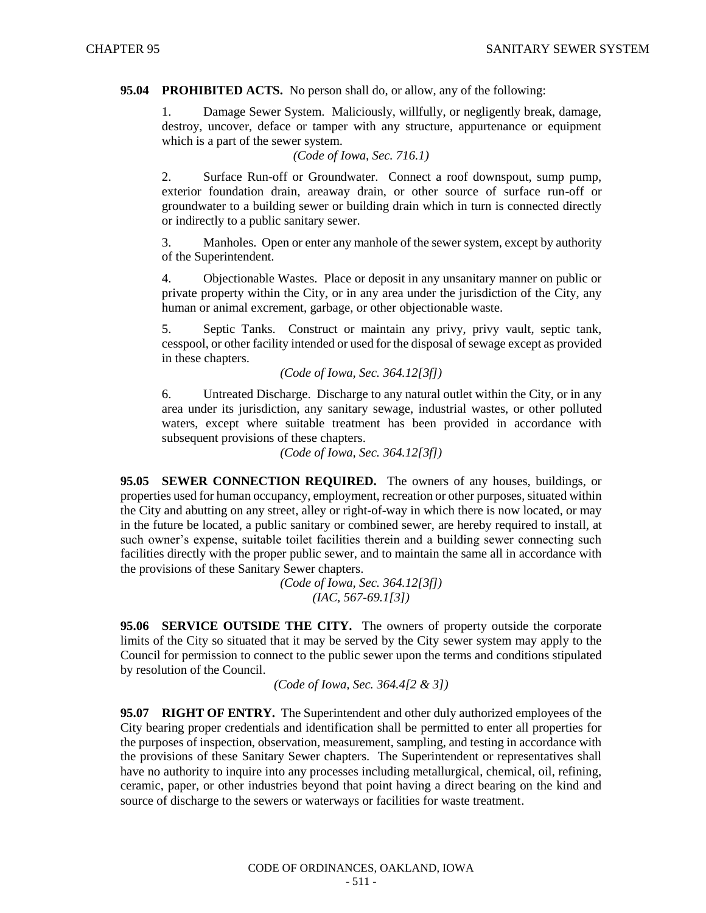**95.04 PROHIBITED ACTS.** No person shall do, or allow, any of the following:

1. Damage Sewer System. Maliciously, willfully, or negligently break, damage, destroy, uncover, deface or tamper with any structure, appurtenance or equipment which is a part of the sewer system.

*(Code of Iowa, Sec. 716.1)*

2. Surface Run-off or Groundwater. Connect a roof downspout, sump pump, exterior foundation drain, areaway drain, or other source of surface run-off or groundwater to a building sewer or building drain which in turn is connected directly or indirectly to a public sanitary sewer.

3. Manholes. Open or enter any manhole of the sewer system, except by authority of the Superintendent.

4. Objectionable Wastes. Place or deposit in any unsanitary manner on public or private property within the City, or in any area under the jurisdiction of the City, any human or animal excrement, garbage, or other objectionable waste.

5. Septic Tanks. Construct or maintain any privy, privy vault, septic tank, cesspool, or other facility intended or used for the disposal of sewage except as provided in these chapters.

*(Code of Iowa, Sec. 364.12[3f])*

6. Untreated Discharge. Discharge to any natural outlet within the City, or in any area under its jurisdiction, any sanitary sewage, industrial wastes, or other polluted waters, except where suitable treatment has been provided in accordance with subsequent provisions of these chapters.

*(Code of Iowa, Sec. 364.12[3f])*

**95.05 SEWER CONNECTION REQUIRED.** The owners of any houses, buildings, or properties used for human occupancy, employment, recreation or other purposes, situated within the City and abutting on any street, alley or right-of-way in which there is now located, or may in the future be located, a public sanitary or combined sewer, are hereby required to install, at such owner's expense, suitable toilet facilities therein and a building sewer connecting such facilities directly with the proper public sewer, and to maintain the same all in accordance with the provisions of these Sanitary Sewer chapters.

*(Code of Iowa, Sec. 364.12[3f])*
*(IAC, 567-69.1[3])*

**95.06 SERVICE OUTSIDE THE CITY.** The owners of property outside the corporate limits of the City so situated that it may be served by the City sewer system may apply to the Council for permission to connect to the public sewer upon the terms and conditions stipulated by resolution of the Council.

*(Code of Iowa, Sec. 364.4[2 & 3])*

**95.07 RIGHT OF ENTRY.** The Superintendent and other duly authorized employees of the City bearing proper credentials and identification shall be permitted to enter all properties for the purposes of inspection, observation, measurement, sampling, and testing in accordance with the provisions of these Sanitary Sewer chapters. The Superintendent or representatives shall have no authority to inquire into any processes including metallurgical, chemical, oil, refining, ceramic, paper, or other industries beyond that point having a direct bearing on the kind and source of discharge to the sewers or waterways or facilities for waste treatment.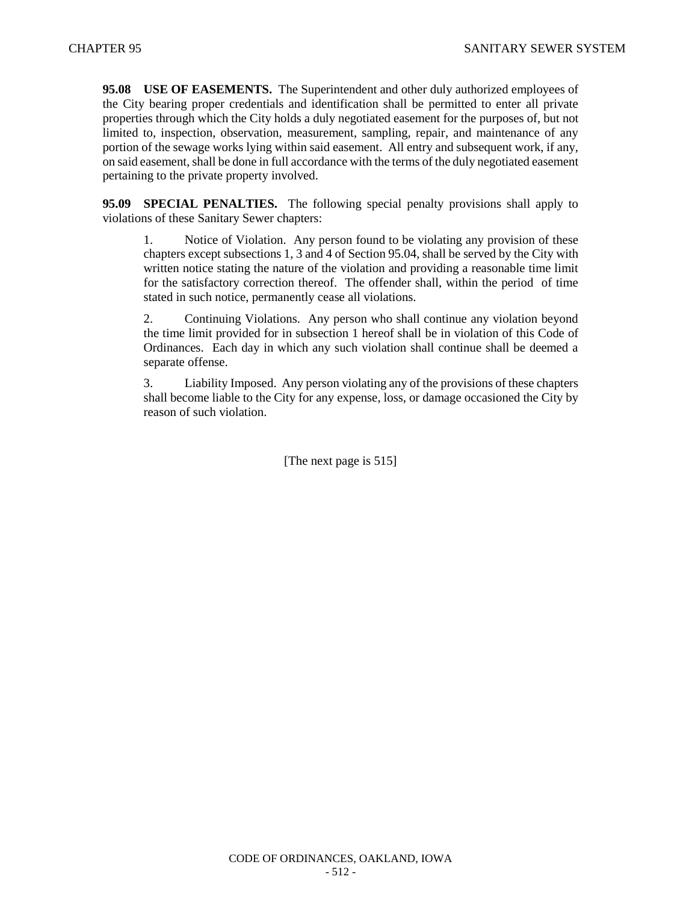**95.08 USE OF EASEMENTS.** The Superintendent and other duly authorized employees of the City bearing proper credentials and identification shall be permitted to enter all private properties through which the City holds a duly negotiated easement for the purposes of, but not limited to, inspection, observation, measurement, sampling, repair, and maintenance of any portion of the sewage works lying within said easement. All entry and subsequent work, if any, on said easement, shall be done in full accordance with the terms of the duly negotiated easement pertaining to the private property involved.

**95.09 SPECIAL PENALTIES.** The following special penalty provisions shall apply to violations of these Sanitary Sewer chapters:

1. Notice of Violation. Any person found to be violating any provision of these chapters except subsections 1, 3 and 4 of Section 95.04, shall be served by the City with written notice stating the nature of the violation and providing a reasonable time limit for the satisfactory correction thereof. The offender shall, within the period of time stated in such notice, permanently cease all violations.

2. Continuing Violations. Any person who shall continue any violation beyond the time limit provided for in subsection 1 hereof shall be in violation of this Code of Ordinances. Each day in which any such violation shall continue shall be deemed a separate offense.

3. Liability Imposed. Any person violating any of the provisions of these chapters shall become liable to the City for any expense, loss, or damage occasioned the City by reason of such violation.

[The next page is 515]